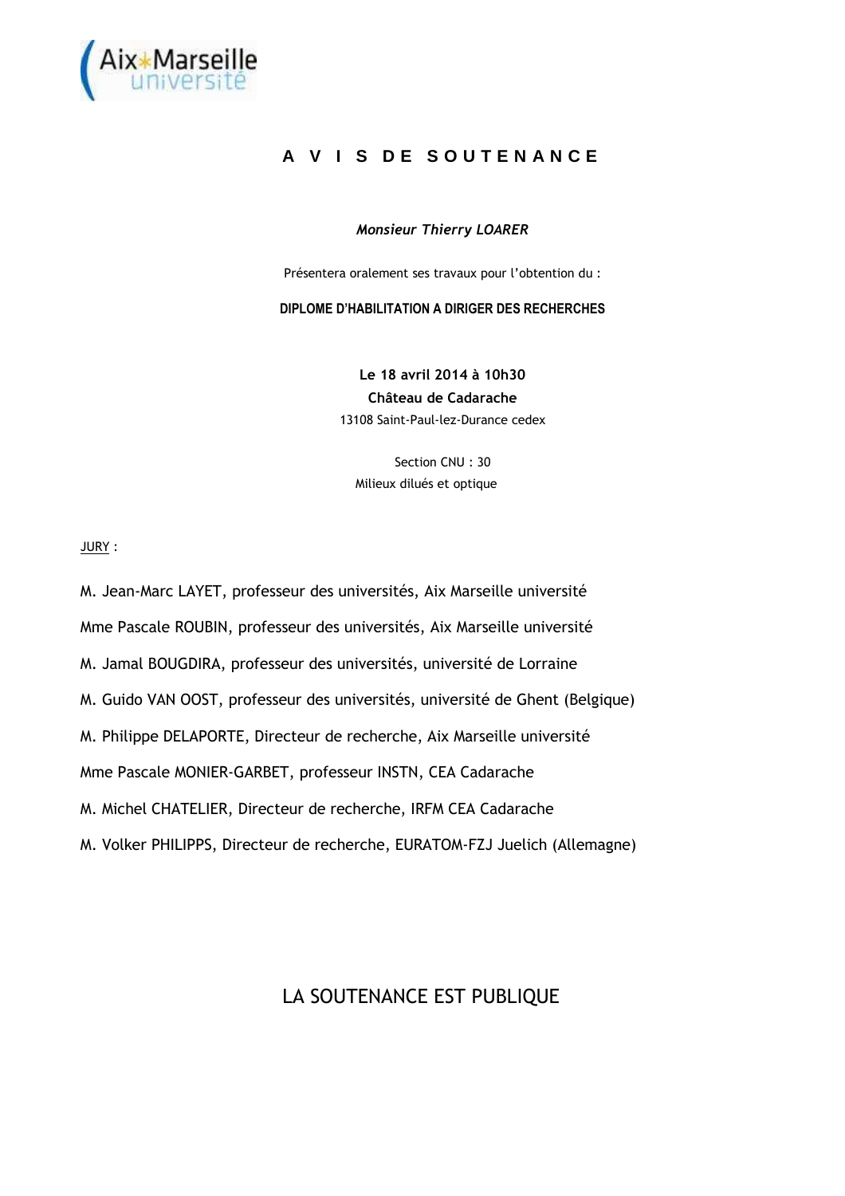# A V I S D E S O U T E N A N C E

***Monsieur Thierry LOARER***

Présentera oralement ses travaux pour l'obtention du :

**DIPLOME D'HABILITATION A DIRIGER DES RECHERCHES**

**Le 18 avril 2014 à 10h30**
**Château de Cadarache**
13108 Saint-Paul-lez-Durance cedex

Section CNU : 30
Milieux dilués et optique

JURY :

M. Jean-Marc LAYET, professeur des universités, Aix Marseille université

Mme Pascale ROUBIN, professeur des universités, Aix Marseille université

M. Jamal BOUGDIRA, professeur des universités, université de Lorraine

M. Guido VAN OOST, professeur des universités, université de Ghent (Belgique)

M. Philippe DELAPORTE, Directeur de recherche, Aix Marseille université

Mme Pascale MONIER-GARBET, professeur INSTN, CEA Cadarache

M. Michel CHATELIER, Directeur de recherche, IRFM CEA Cadarache

M. Volker PHILIPPS, Directeur de recherche, EURATOM-FZJ Juelich (Allemagne)

LA SOUTENANCE EST PUBLIQUE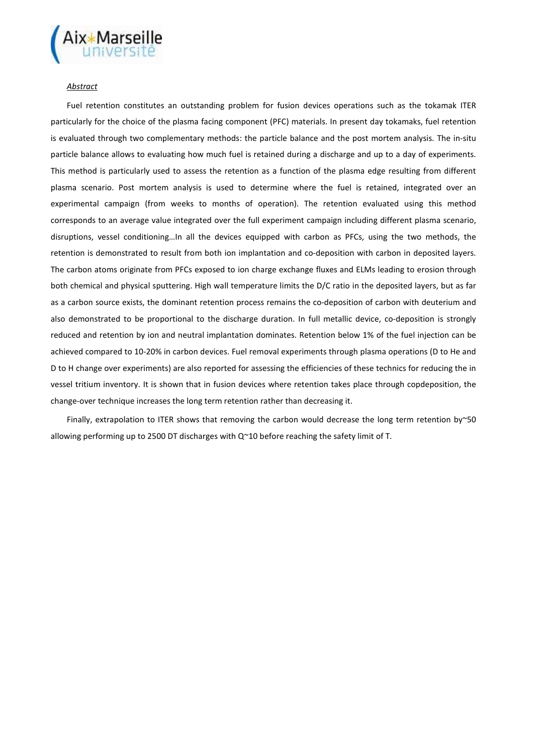*Abstract*

Fuel retention constitutes an outstanding problem for fusion devices operations such as the tokamak ITER particularly for the choice of the plasma facing component (PFC) materials. In present day tokamaks, fuel retention is evaluated through two complementary methods: the particle balance and the post mortem analysis. The in-situ particle balance allows to evaluating how much fuel is retained during a discharge and up to a day of experiments. This method is particularly used to assess the retention as a function of the plasma edge resulting from different plasma scenario. Post mortem analysis is used to determine where the fuel is retained, integrated over an experimental campaign (from weeks to months of operation). The retention evaluated using this method corresponds to an average value integrated over the full experiment campaign including different plasma scenario, disruptions, vessel conditioning…In all the devices equipped with carbon as PFCs, using the two methods, the retention is demonstrated to result from both ion implantation and co-deposition with carbon in deposited layers. The carbon atoms originate from PFCs exposed to ion charge exchange fluxes and ELMs leading to erosion through both chemical and physical sputtering. High wall temperature limits the D/C ratio in the deposited layers, but as far as a carbon source exists, the dominant retention process remains the co-deposition of carbon with deuterium and also demonstrated to be proportional to the discharge duration. In full metallic device, co-deposition is strongly reduced and retention by ion and neutral implantation dominates. Retention below 1% of the fuel injection can be achieved compared to 10-20% in carbon devices. Fuel removal experiments through plasma operations (D to He and D to H change over experiments) are also reported for assessing the efficiencies of these technics for reducing the in vessel tritium inventory. It is shown that in fusion devices where retention takes place through copdeposition, the change-over technique increases the long term retention rather than decreasing it.

Finally, extrapolation to ITER shows that removing the carbon would decrease the long term retention by~50 allowing performing up to 2500 DT discharges with Q~10 before reaching the safety limit of T.